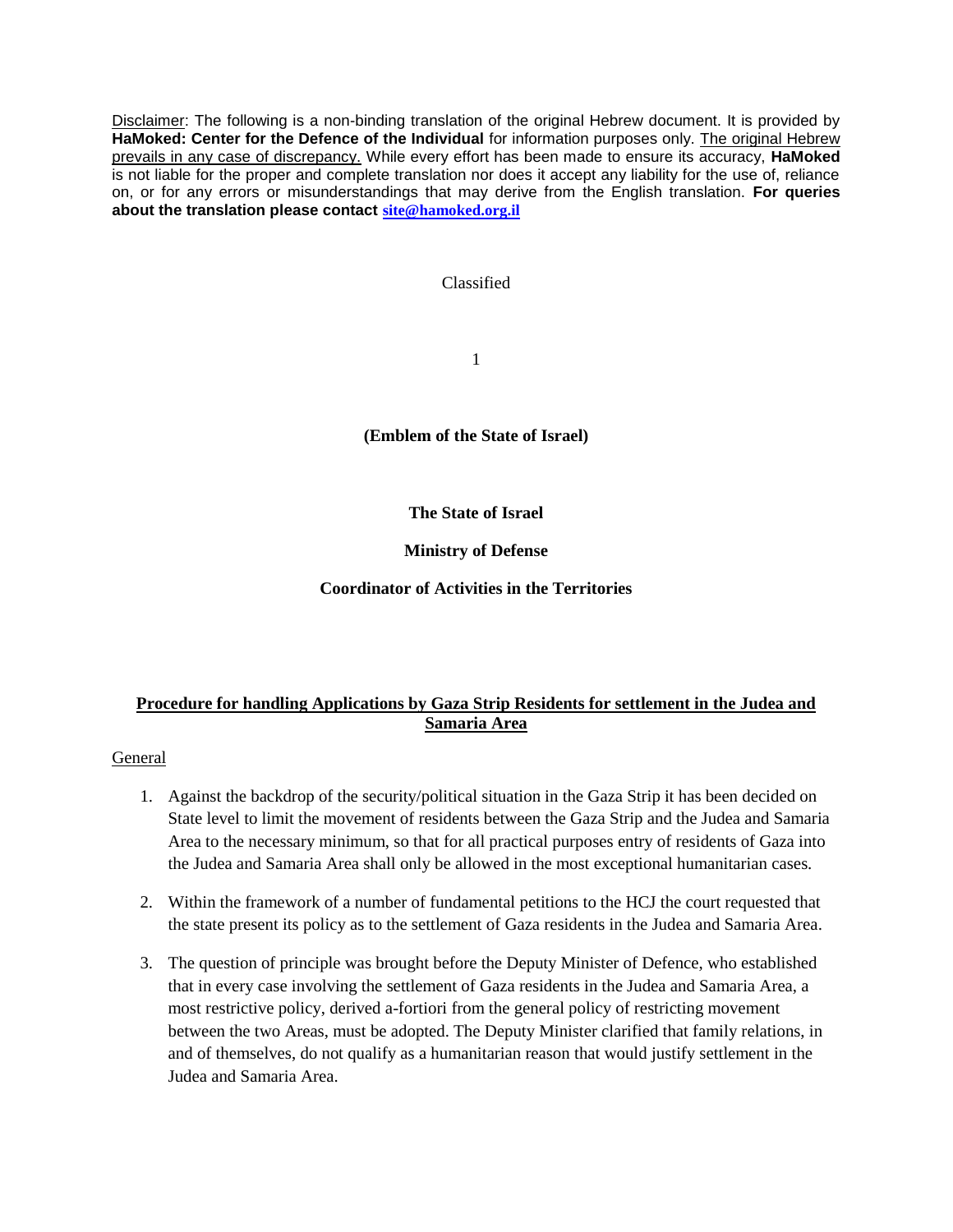Disclaimer: The following is a non-binding translation of the original Hebrew document. It is provided by **HaMoked: Center for the Defence of the Individual** for information purposes only. The original Hebrew prevails in any case of discrepancy. While every effort has been made to ensure its accuracy, **HaMoked** is not liable for the proper and complete translation nor does it accept any liability for the use of, reliance on, or for any errors or misunderstandings that may derive from the English translation. **For queries about the translation please contact site@hamoked.org.il**

Classified

**(Emblem of the State of Israel)**

**The State of Israel**

**Ministry of Defense**

**Coordinator of Activities in the Territories**

## Procedure for handling Applications by Gaza Strip Residents for settlement in the Judea and Samaria Area

General

1. Against the backdrop of the security/political situation in the Gaza Strip it has been decided on State level to limit the movement of residents between the Gaza Strip and the Judea and Samaria Area to the necessary minimum, so that for all practical purposes entry of residents of Gaza into the Judea and Samaria Area shall only be allowed in the most exceptional humanitarian cases.

2. Within the framework of a number of fundamental petitions to the HCJ the court requested that the state present its policy as to the settlement of Gaza residents in the Judea and Samaria Area.

3. The question of principle was brought before the Deputy Minister of Defence, who established that in every case involving the settlement of Gaza residents in the Judea and Samaria Area, a most restrictive policy, derived a-fortiori from the general policy of restricting movement between the two Areas, must be adopted. The Deputy Minister clarified that family relations, in and of themselves, do not qualify as a humanitarian reason that would justify settlement in the Judea and Samaria Area.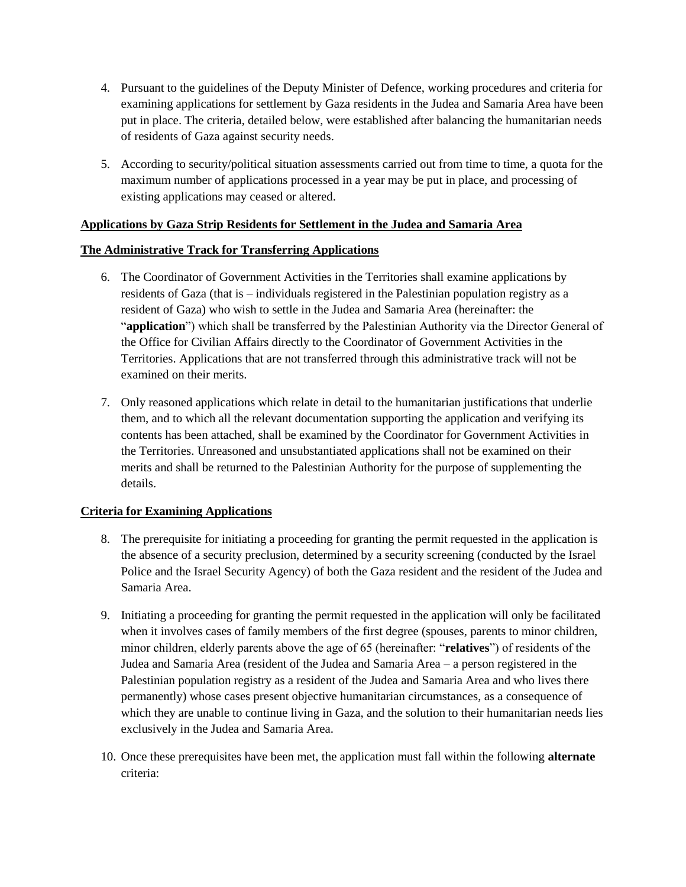4. Pursuant to the guidelines of the Deputy Minister of Defence, working procedures and criteria for examining applications for settlement by Gaza residents in the Judea and Samaria Area have been put in place. The criteria, detailed below, were established after balancing the humanitarian needs of residents of Gaza against security needs.

5. According to security/political situation assessments carried out from time to time, a quota for the maximum number of applications processed in a year may be put in place, and processing of existing applications may ceased or altered.

**<u>Applications by Gaza Strip Residents for Settlement in the Judea and Samaria Area</u>**

**<u>The Administrative Track for Transferring Applications</u>**

6. The Coordinator of Government Activities in the Territories shall examine applications by residents of Gaza (that is – individuals registered in the Palestinian population registry as a resident of Gaza) who wish to settle in the Judea and Samaria Area (hereinafter: the "**application**") which shall be transferred by the Palestinian Authority via the Director General of the Office for Civilian Affairs directly to the Coordinator of Government Activities in the Territories. Applications that are not transferred through this administrative track will not be examined on their merits.

7. Only reasoned applications which relate in detail to the humanitarian justifications that underlie them, and to which all the relevant documentation supporting the application and verifying its contents has been attached, shall be examined by the Coordinator for Government Activities in the Territories. Unreasoned and unsubstantiated applications shall not be examined on their merits and shall be returned to the Palestinian Authority for the purpose of supplementing the details.

**<u>Criteria for Examining Applications</u>**

8. The prerequisite for initiating a proceeding for granting the permit requested in the application is the absence of a security preclusion, determined by a security screening (conducted by the Israel Police and the Israel Security Agency) of both the Gaza resident and the resident of the Judea and Samaria Area.

9. Initiating a proceeding for granting the permit requested in the application will only be facilitated when it involves cases of family members of the first degree (spouses, parents to minor children, minor children, elderly parents above the age of 65 (hereinafter: "**relatives**") of residents of the Judea and Samaria Area (resident of the Judea and Samaria Area – a person registered in the Palestinian population registry as a resident of the Judea and Samaria Area and who lives there permanently) whose cases present objective humanitarian circumstances, as a consequence of which they are unable to continue living in Gaza, and the solution to their humanitarian needs lies exclusively in the Judea and Samaria Area.

10. Once these prerequisites have been met, the application must fall within the following **alternate** criteria: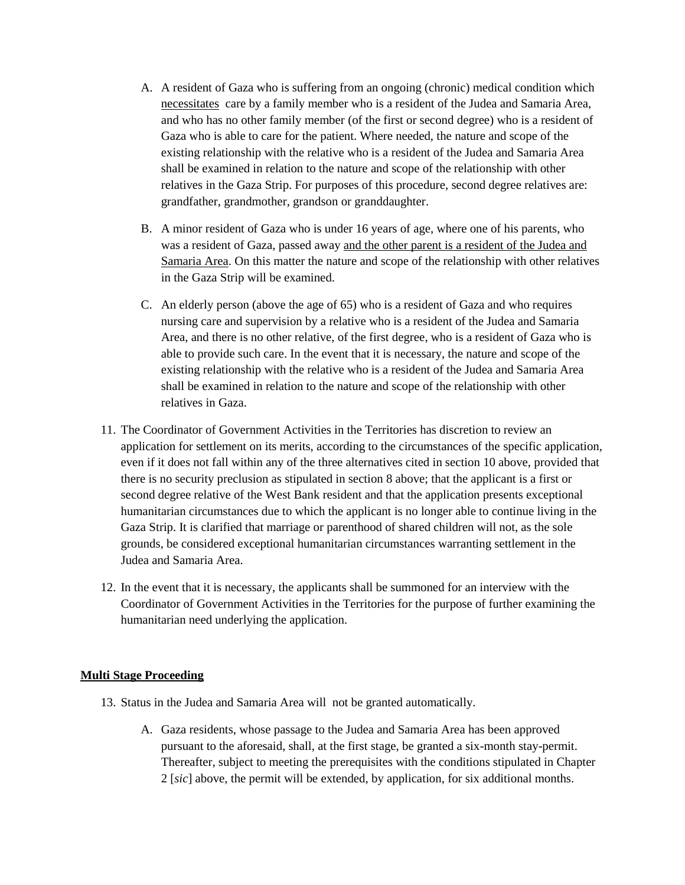A. A resident of Gaza who is suffering from an ongoing (chronic) medical condition which <u>necessitates</u> care by a family member who is a resident of the Judea and Samaria Area, and who has no other family member (of the first or second degree) who is a resident of Gaza who is able to care for the patient. Where needed, the nature and scope of the existing relationship with the relative who is a resident of the Judea and Samaria Area shall be examined in relation to the nature and scope of the relationship with other relatives in the Gaza Strip. For purposes of this procedure, second degree relatives are: grandfather, grandmother, grandson or granddaughter.

B. A minor resident of Gaza who is under 16 years of age, where one of his parents, who was a resident of Gaza, passed away <u>and the other parent is a resident of the Judea and Samaria Area</u>. On this matter the nature and scope of the relationship with other relatives in the Gaza Strip will be examined.

C. An elderly person (above the age of 65) who is a resident of Gaza and who requires nursing care and supervision by a relative who is a resident of the Judea and Samaria Area, and there is no other relative, of the first degree, who is a resident of Gaza who is able to provide such care. In the event that it is necessary, the nature and scope of the existing relationship with the relative who is a resident of the Judea and Samaria Area shall be examined in relation to the nature and scope of the relationship with other relatives in Gaza.

11. The Coordinator of Government Activities in the Territories has discretion to review an application for settlement on its merits, according to the circumstances of the specific application, even if it does not fall within any of the three alternatives cited in section 10 above, provided that there is no security preclusion as stipulated in section 8 above; that the applicant is a first or second degree relative of the West Bank resident and that the application presents exceptional humanitarian circumstances due to which the applicant is no longer able to continue living in the Gaza Strip. It is clarified that marriage or parenthood of shared children will not, as the sole grounds, be considered exceptional humanitarian circumstances warranting settlement in the Judea and Samaria Area.

12. In the event that it is necessary, the applicants shall be summoned for an interview with the Coordinator of Government Activities in the Territories for the purpose of further examining the humanitarian need underlying the application.

**<u>Multi Stage Proceeding</u>**

13. Status in the Judea and Samaria Area will not be granted automatically.

A. Gaza residents, whose passage to the Judea and Samaria Area has been approved pursuant to the aforesaid, shall, at the first stage, be granted a six-month stay-permit. Thereafter, subject to meeting the prerequisites with the conditions stipulated in Chapter 2 [*sic*] above, the permit will be extended, by application, for six additional months.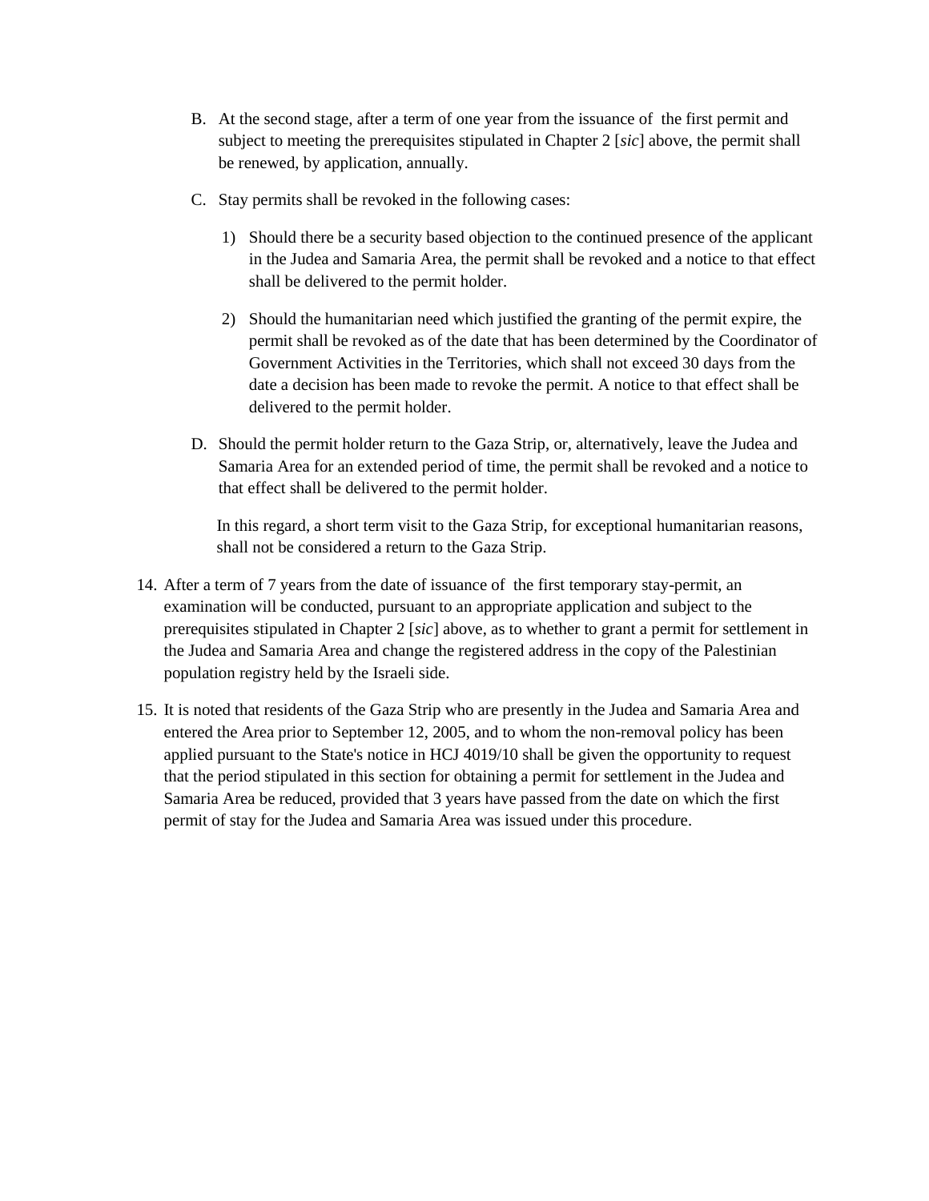B. At the second stage, after a term of one year from the issuance of the first permit and subject to meeting the prerequisites stipulated in Chapter 2 [*sic*] above, the permit shall be renewed, by application, annually.

C. Stay permits shall be revoked in the following cases:

   1) Should there be a security based objection to the continued presence of the applicant in the Judea and Samaria Area, the permit shall be revoked and a notice to that effect shall be delivered to the permit holder.

   2) Should the humanitarian need which justified the granting of the permit expire, the permit shall be revoked as of the date that has been determined by the Coordinator of Government Activities in the Territories, which shall not exceed 30 days from the date a decision has been made to revoke the permit. A notice to that effect shall be delivered to the permit holder.

D. Should the permit holder return to the Gaza Strip, or, alternatively, leave the Judea and Samaria Area for an extended period of time, the permit shall be revoked and a notice to that effect shall be delivered to the permit holder.

   In this regard, a short term visit to the Gaza Strip, for exceptional humanitarian reasons, shall not be considered a return to the Gaza Strip.

14. After a term of 7 years from the date of issuance of the first temporary stay-permit, an examination will be conducted, pursuant to an appropriate application and subject to the prerequisites stipulated in Chapter 2 [*sic*] above, as to whether to grant a permit for settlement in the Judea and Samaria Area and change the registered address in the copy of the Palestinian population registry held by the Israeli side.

15. It is noted that residents of the Gaza Strip who are presently in the Judea and Samaria Area and entered the Area prior to September 12, 2005, and to whom the non-removal policy has been applied pursuant to the State's notice in HCJ 4019/10 shall be given the opportunity to request that the period stipulated in this section for obtaining a permit for settlement in the Judea and Samaria Area be reduced, provided that 3 years have passed from the date on which the first permit of stay for the Judea and Samaria Area was issued under this procedure.